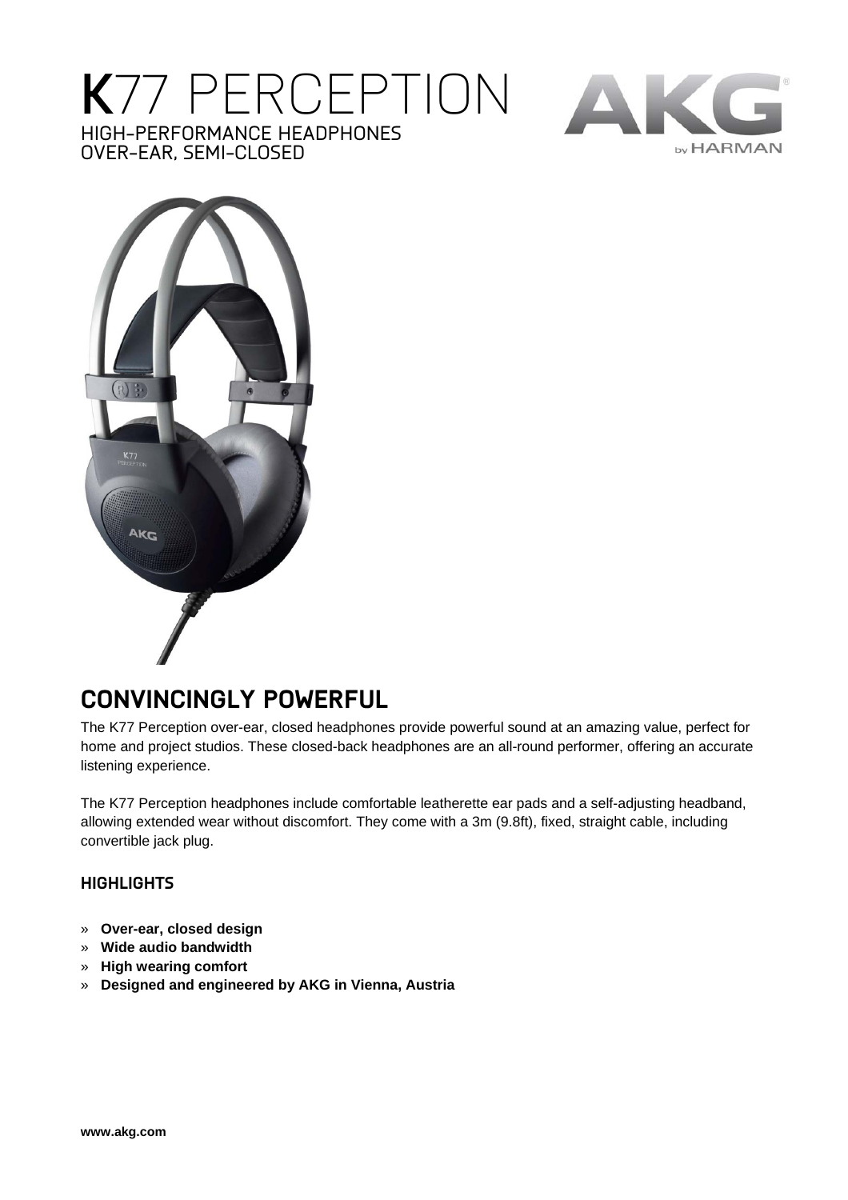# K77 PERCEPTION

HIGH-PERFORMANCE HEADPHONES
OVER-EAR, SEMI-CLOSED

## CONVINCINGLY POWERFUL

The K77 Perception over-ear, closed headphones provide powerful sound at an amazing value, perfect for home and project studios. These closed-back headphones are an all-round performer, offering an accurate listening experience.

The K77 Perception headphones include comfortable leatherette ear pads and a self-adjusting headband, allowing extended wear without discomfort. They come with a 3m (9.8ft), fixed, straight cable, including convertible jack plug.

### HIGHLIGHTS

- **Over-ear, closed design**
- **Wide audio bandwidth**
- **High wearing comfort**
- **Designed and engineered by AKG in Vienna, Austria**

**www.akg.com**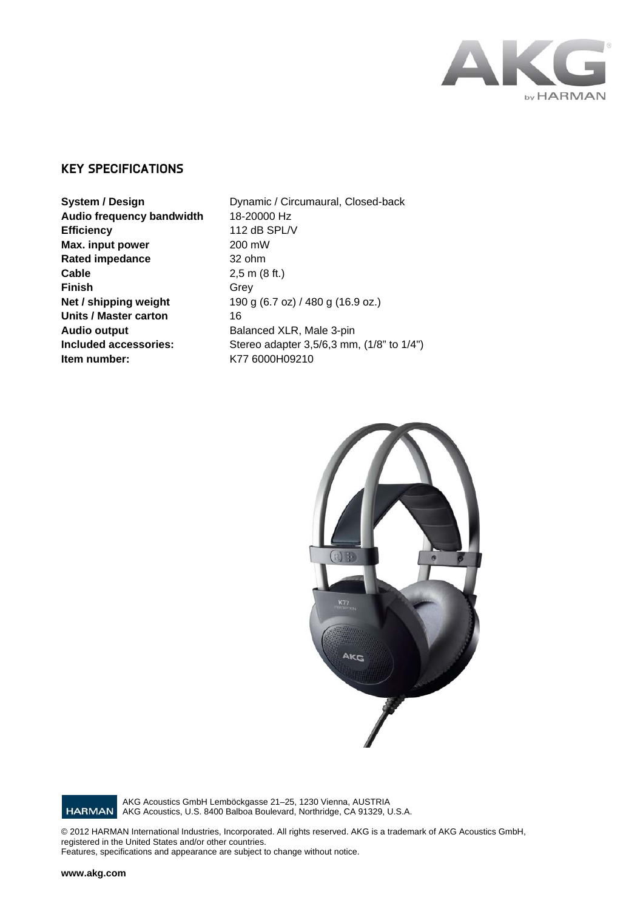## KEY SPECIFICATIONS

| | |
|---|---|
| **System / Design** | Dynamic / Circumaural, Closed-back |
| **Audio frequency bandwidth** | 18-20000 Hz |
| **Efficiency** | 112 dB SPL/V |
| **Max. input power** | 200 mW |
| **Rated impedance** | 32 ohm |
| **Cable** | 2,5 m (8 ft.) |
| **Finish** | Grey |
| **Net / shipping weight** | 190 g (6.7 oz) / 480 g (16.9 oz.) |
| **Units / Master carton** | 16 |
| **Audio output** | Balanced XLR, Male 3-pin |
| **Included accessories:** | Stereo adapter 3,5/6,3 mm, (1/8" to 1/4") |
| **Item number:** | K77 6000H09210 |

AKG Acoustics GmbH Lemböckgasse 21–25, 1230 Vienna, AUSTRIA
AKG Acoustics, U.S. 8400 Balboa Boulevard, Northridge, CA 91329, U.S.A.

© 2012 HARMAN International Industries, Incorporated. All rights reserved. AKG is a trademark of AKG Acoustics GmbH, registered in the United States and/or other countries.
Features, specifications and appearance are subject to change without notice.

**www.akg.com**